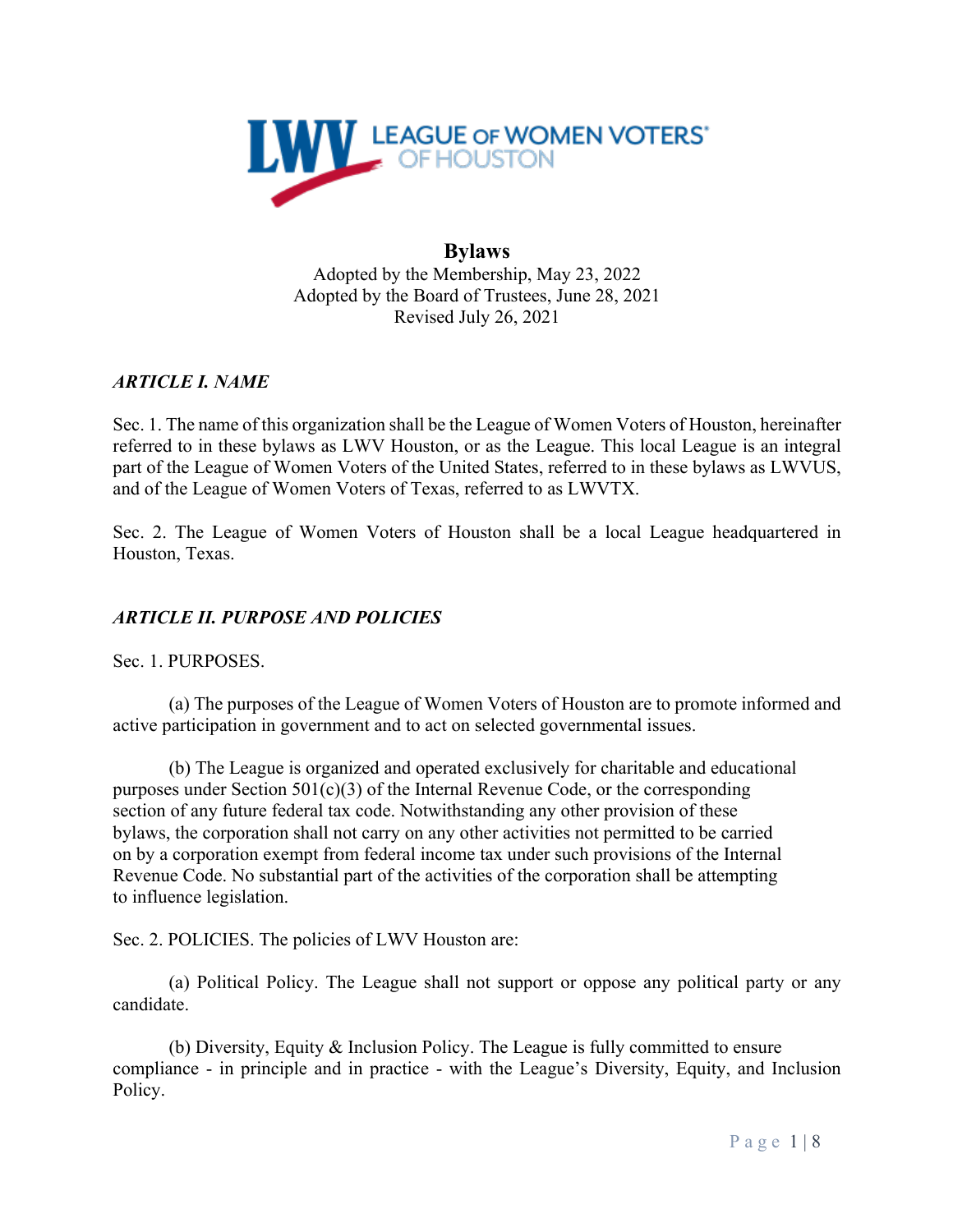# Bylaws

Adopted by the Membership, May 23, 2022
Adopted by the Board of Trustees, June 28, 2021
Revised July 26, 2021

## *ARTICLE I. NAME*

Sec. 1. The name of this organization shall be the League of Women Voters of Houston, hereinafter referred to in these bylaws as LWV Houston, or as the League. This local League is an integral part of the League of Women Voters of the United States, referred to in these bylaws as LWVUS, and of the League of Women Voters of Texas, referred to as LWVTX.

Sec. 2. The League of Women Voters of Houston shall be a local League headquartered in Houston, Texas.

## *ARTICLE II. PURPOSE AND POLICIES*

Sec. 1. PURPOSES.

(a) The purposes of the League of Women Voters of Houston are to promote informed and active participation in government and to act on selected governmental issues.

(b) The League is organized and operated exclusively for charitable and educational purposes under Section 501(c)(3) of the Internal Revenue Code, or the corresponding section of any future federal tax code. Notwithstanding any other provision of these bylaws, the corporation shall not carry on any other activities not permitted to be carried on by a corporation exempt from federal income tax under such provisions of the Internal Revenue Code. No substantial part of the activities of the corporation shall be attempting to influence legislation.

Sec. 2. POLICIES. The policies of LWV Houston are:

(a) Political Policy. The League shall not support or oppose any political party or any candidate.

(b) Diversity, Equity & Inclusion Policy. The League is fully committed to ensure compliance - in principle and in practice - with the League's Diversity, Equity, and Inclusion Policy.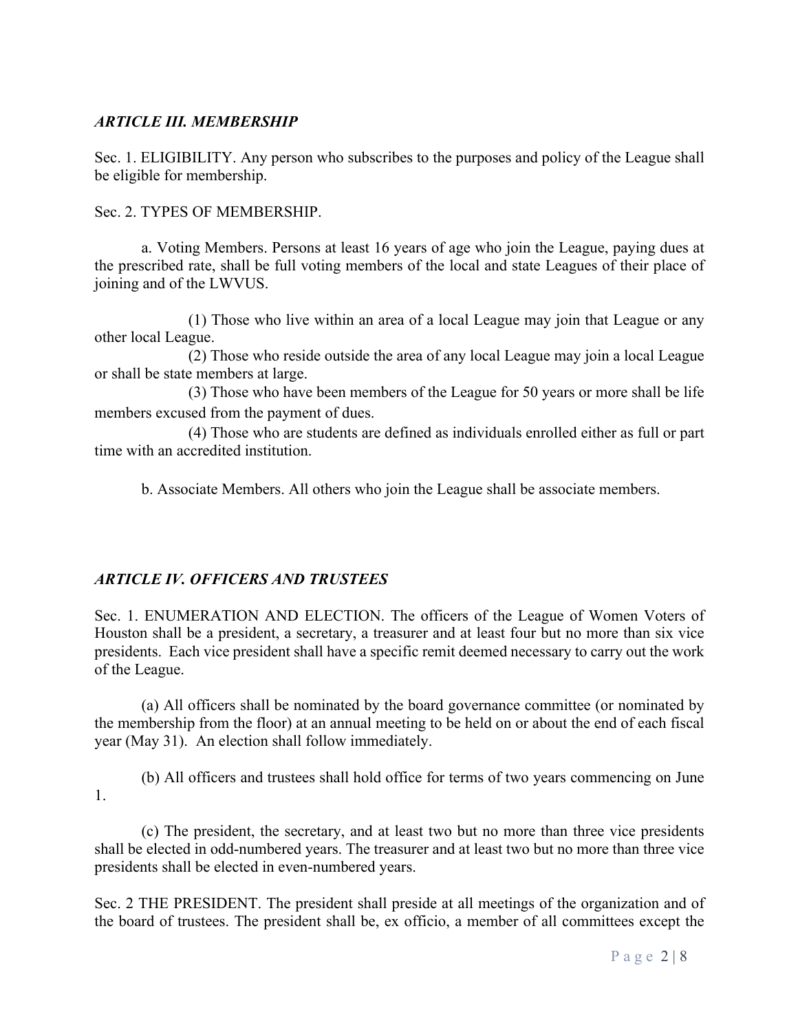### *ARTICLE III. MEMBERSHIP*

Sec. 1. ELIGIBILITY. Any person who subscribes to the purposes and policy of the League shall be eligible for membership.

Sec. 2. TYPES OF MEMBERSHIP.

a. Voting Members. Persons at least 16 years of age who join the League, paying dues at the prescribed rate, shall be full voting members of the local and state Leagues of their place of joining and of the LWVUS.

(1) Those who live within an area of a local League may join that League or any other local League.

(2) Those who reside outside the area of any local League may join a local League or shall be state members at large.

(3) Those who have been members of the League for 50 years or more shall be life members excused from the payment of dues.

(4) Those who are students are defined as individuals enrolled either as full or part time with an accredited institution.

b. Associate Members. All others who join the League shall be associate members.

### *ARTICLE IV. OFFICERS AND TRUSTEES*

Sec. 1. ENUMERATION AND ELECTION. The officers of the League of Women Voters of Houston shall be a president, a secretary, a treasurer and at least four but no more than six vice presidents. Each vice president shall have a specific remit deemed necessary to carry out the work of the League.

(a) All officers shall be nominated by the board governance committee (or nominated by the membership from the floor) at an annual meeting to be held on or about the end of each fiscal year (May 31). An election shall follow immediately.

(b) All officers and trustees shall hold office for terms of two years commencing on June 1.

(c) The president, the secretary, and at least two but no more than three vice presidents shall be elected in odd-numbered years. The treasurer and at least two but no more than three vice presidents shall be elected in even-numbered years.

Sec. 2 THE PRESIDENT. The president shall preside at all meetings of the organization and of the board of trustees. The president shall be, ex officio, a member of all committees except the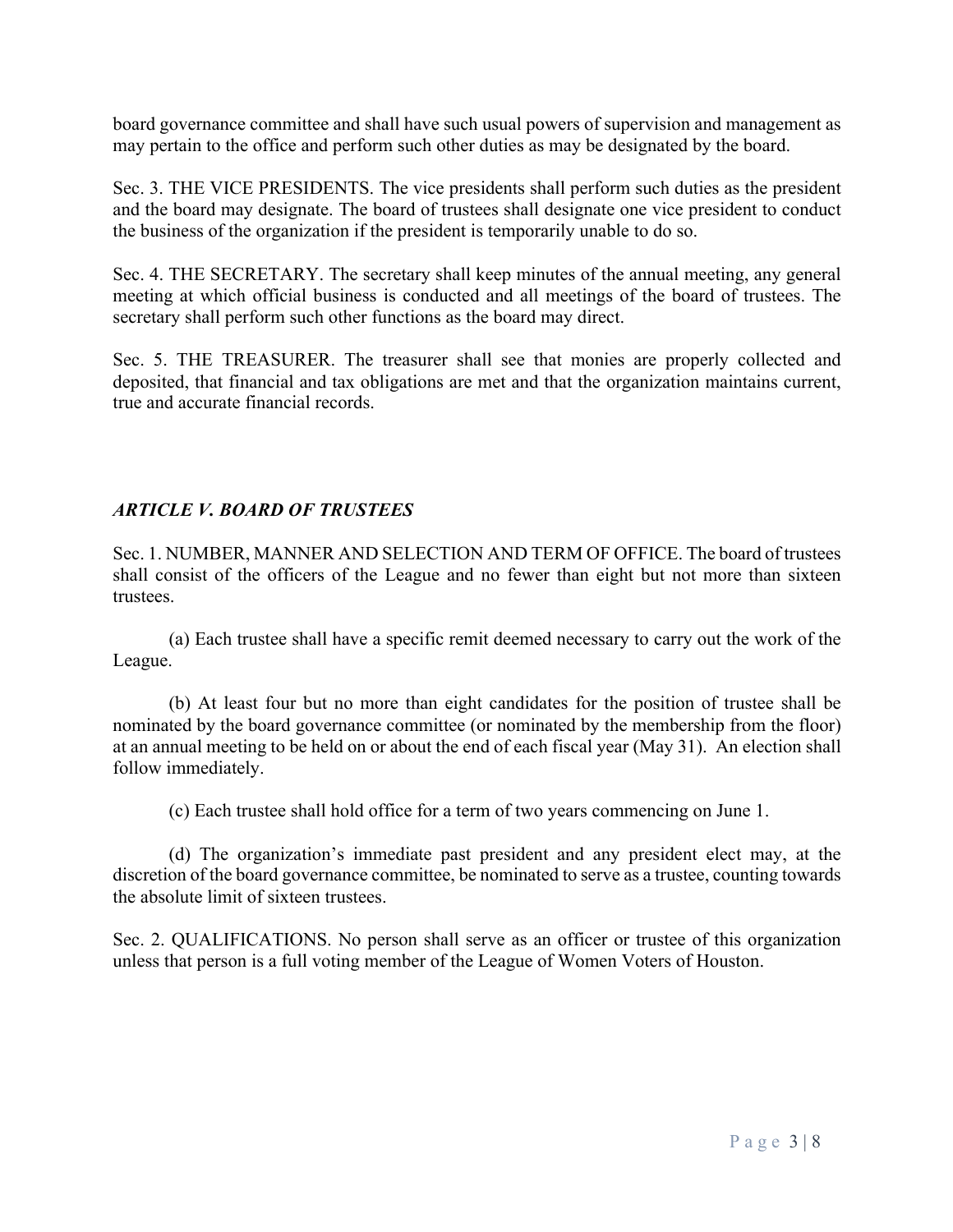board governance committee and shall have such usual powers of supervision and management as may pertain to the office and perform such other duties as may be designated by the board.

Sec. 3. THE VICE PRESIDENTS. The vice presidents shall perform such duties as the president and the board may designate. The board of trustees shall designate one vice president to conduct the business of the organization if the president is temporarily unable to do so.

Sec. 4. THE SECRETARY. The secretary shall keep minutes of the annual meeting, any general meeting at which official business is conducted and all meetings of the board of trustees. The secretary shall perform such other functions as the board may direct.

Sec. 5. THE TREASURER. The treasurer shall see that monies are properly collected and deposited, that financial and tax obligations are met and that the organization maintains current, true and accurate financial records.

## *ARTICLE V. BOARD OF TRUSTEES*

Sec. 1. NUMBER, MANNER AND SELECTION AND TERM OF OFFICE. The board of trustees shall consist of the officers of the League and no fewer than eight but not more than sixteen trustees.

(a) Each trustee shall have a specific remit deemed necessary to carry out the work of the League.

(b) At least four but no more than eight candidates for the position of trustee shall be nominated by the board governance committee (or nominated by the membership from the floor) at an annual meeting to be held on or about the end of each fiscal year (May 31). An election shall follow immediately.

(c) Each trustee shall hold office for a term of two years commencing on June 1.

(d) The organization's immediate past president and any president elect may, at the discretion of the board governance committee, be nominated to serve as a trustee, counting towards the absolute limit of sixteen trustees.

Sec. 2. QUALIFICATIONS. No person shall serve as an officer or trustee of this organization unless that person is a full voting member of the League of Women Voters of Houston.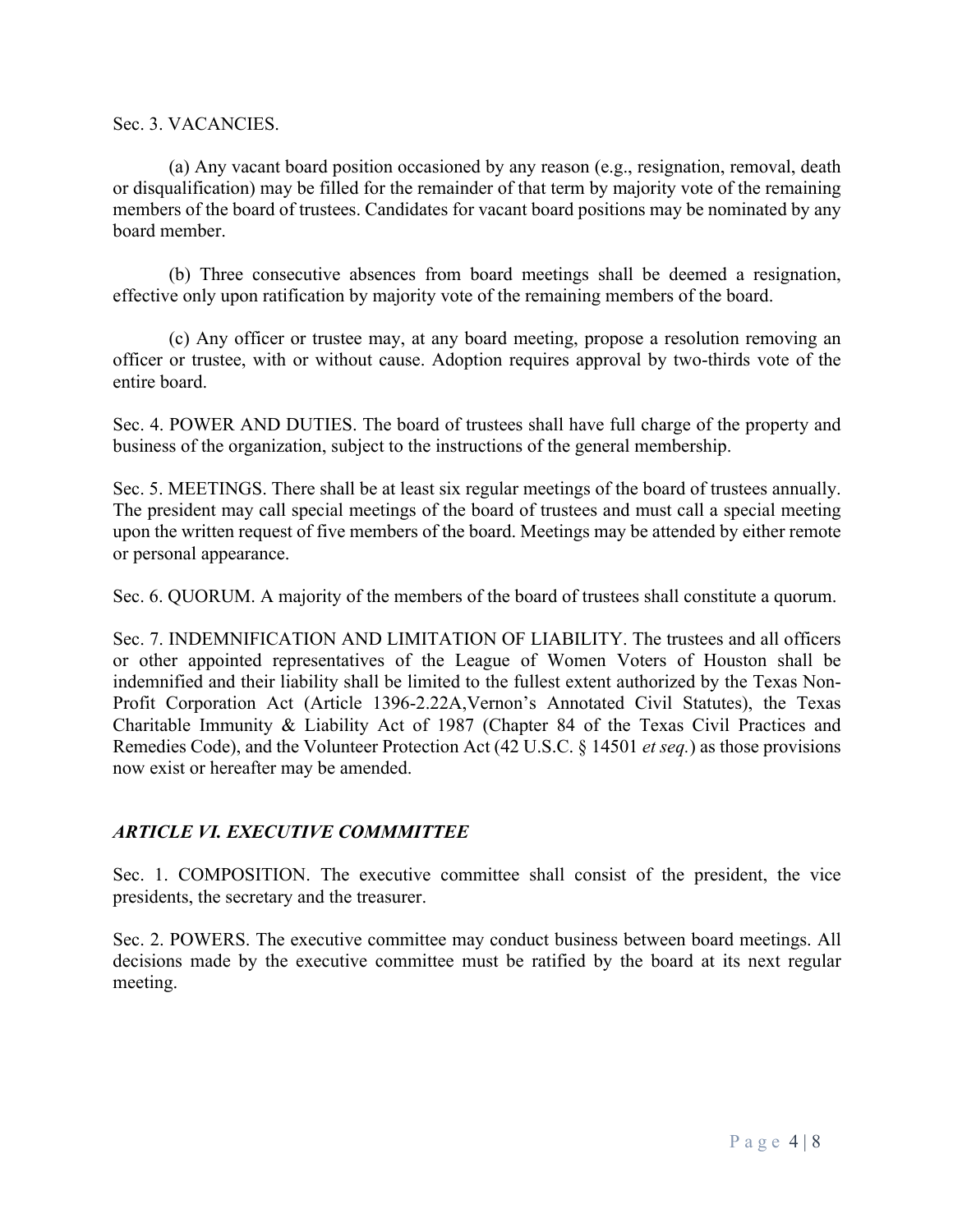Sec. 3. VACANCIES.

(a) Any vacant board position occasioned by any reason (e.g., resignation, removal, death or disqualification) may be filled for the remainder of that term by majority vote of the remaining members of the board of trustees. Candidates for vacant board positions may be nominated by any board member.

(b) Three consecutive absences from board meetings shall be deemed a resignation, effective only upon ratification by majority vote of the remaining members of the board.

(c) Any officer or trustee may, at any board meeting, propose a resolution removing an officer or trustee, with or without cause. Adoption requires approval by two-thirds vote of the entire board.

Sec. 4. POWER AND DUTIES. The board of trustees shall have full charge of the property and business of the organization, subject to the instructions of the general membership.

Sec. 5. MEETINGS. There shall be at least six regular meetings of the board of trustees annually. The president may call special meetings of the board of trustees and must call a special meeting upon the written request of five members of the board. Meetings may be attended by either remote or personal appearance.

Sec. 6. QUORUM. A majority of the members of the board of trustees shall constitute a quorum.

Sec. 7. INDEMNIFICATION AND LIMITATION OF LIABILITY. The trustees and all officers or other appointed representatives of the League of Women Voters of Houston shall be indemnified and their liability shall be limited to the fullest extent authorized by the Texas Non-Profit Corporation Act (Article 1396-2.22A,Vernon's Annotated Civil Statutes), the Texas Charitable Immunity & Liability Act of 1987 (Chapter 84 of the Texas Civil Practices and Remedies Code), and the Volunteer Protection Act (42 U.S.C. § 14501 *et seq.*) as those provisions now exist or hereafter may be amended.

## *ARTICLE VI. EXECUTIVE COMMMITTEE*

Sec. 1. COMPOSITION. The executive committee shall consist of the president, the vice presidents, the secretary and the treasurer.

Sec. 2. POWERS. The executive committee may conduct business between board meetings. All decisions made by the executive committee must be ratified by the board at its next regular meeting.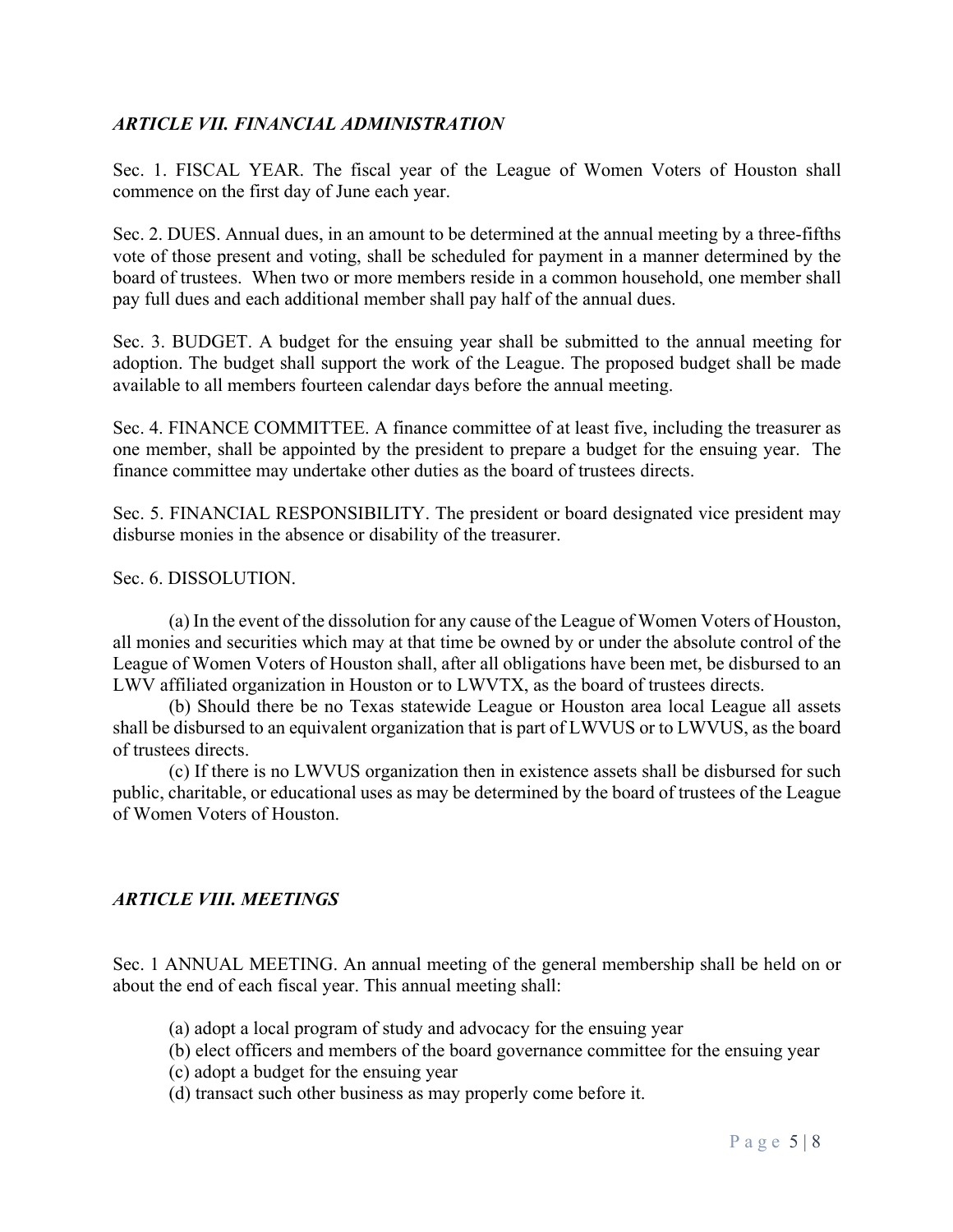## *ARTICLE VII. FINANCIAL ADMINISTRATION*

Sec. 1. FISCAL YEAR. The fiscal year of the League of Women Voters of Houston shall commence on the first day of June each year.

Sec. 2. DUES. Annual dues, in an amount to be determined at the annual meeting by a three-fifths vote of those present and voting, shall be scheduled for payment in a manner determined by the board of trustees. When two or more members reside in a common household, one member shall pay full dues and each additional member shall pay half of the annual dues.

Sec. 3. BUDGET. A budget for the ensuing year shall be submitted to the annual meeting for adoption. The budget shall support the work of the League. The proposed budget shall be made available to all members fourteen calendar days before the annual meeting.

Sec. 4. FINANCE COMMITTEE. A finance committee of at least five, including the treasurer as one member, shall be appointed by the president to prepare a budget for the ensuing year. The finance committee may undertake other duties as the board of trustees directs.

Sec. 5. FINANCIAL RESPONSIBILITY. The president or board designated vice president may disburse monies in the absence or disability of the treasurer.

Sec. 6. DISSOLUTION.

(a) In the event of the dissolution for any cause of the League of Women Voters of Houston, all monies and securities which may at that time be owned by or under the absolute control of the League of Women Voters of Houston shall, after all obligations have been met, be disbursed to an LWV affiliated organization in Houston or to LWVTX, as the board of trustees directs.

(b) Should there be no Texas statewide League or Houston area local League all assets shall be disbursed to an equivalent organization that is part of LWVUS or to LWVUS, as the board of trustees directs.

(c) If there is no LWVUS organization then in existence assets shall be disbursed for such public, charitable, or educational uses as may be determined by the board of trustees of the League of Women Voters of Houston.

## *ARTICLE VIII. MEETINGS*

Sec. 1 ANNUAL MEETING. An annual meeting of the general membership shall be held on or about the end of each fiscal year. This annual meeting shall:

(a) adopt a local program of study and advocacy for the ensuing year
(b) elect officers and members of the board governance committee for the ensuing year
(c) adopt a budget for the ensuing year
(d) transact such other business as may properly come before it.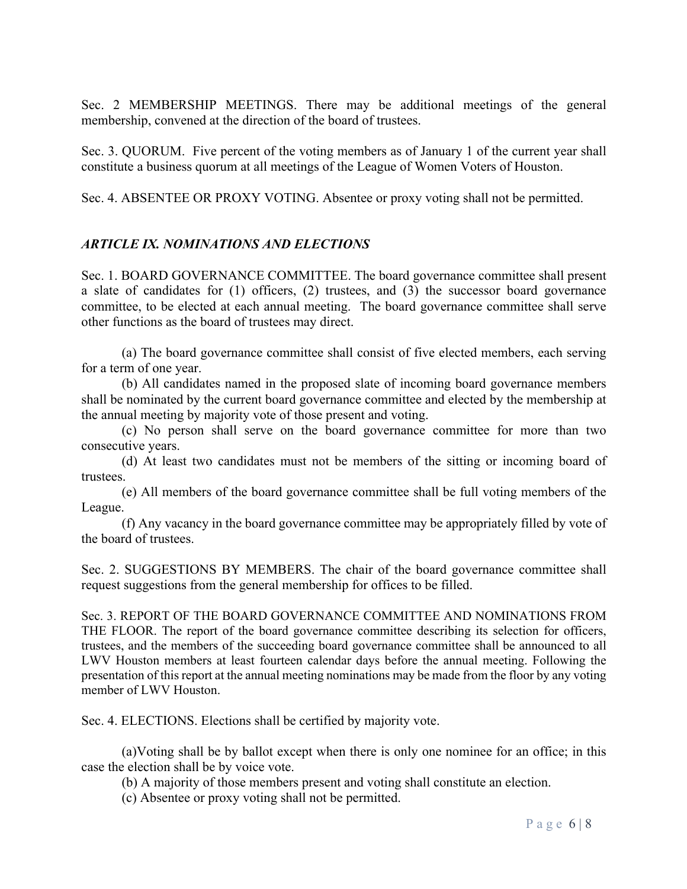Sec. 2 MEMBERSHIP MEETINGS. There may be additional meetings of the general membership, convened at the direction of the board of trustees.

Sec. 3. QUORUM. Five percent of the voting members as of January 1 of the current year shall constitute a business quorum at all meetings of the League of Women Voters of Houston.

Sec. 4. ABSENTEE OR PROXY VOTING. Absentee or proxy voting shall not be permitted.

### *ARTICLE IX. NOMINATIONS AND ELECTIONS*

Sec. 1. BOARD GOVERNANCE COMMITTEE. The board governance committee shall present a slate of candidates for (1) officers, (2) trustees, and (3) the successor board governance committee, to be elected at each annual meeting. The board governance committee shall serve other functions as the board of trustees may direct.

(a) The board governance committee shall consist of five elected members, each serving for a term of one year.

(b) All candidates named in the proposed slate of incoming board governance members shall be nominated by the current board governance committee and elected by the membership at the annual meeting by majority vote of those present and voting.

(c) No person shall serve on the board governance committee for more than two consecutive years.

(d) At least two candidates must not be members of the sitting or incoming board of trustees.

(e) All members of the board governance committee shall be full voting members of the League.

(f) Any vacancy in the board governance committee may be appropriately filled by vote of the board of trustees.

Sec. 2. SUGGESTIONS BY MEMBERS. The chair of the board governance committee shall request suggestions from the general membership for offices to be filled.

Sec. 3. REPORT OF THE BOARD GOVERNANCE COMMITTEE AND NOMINATIONS FROM THE FLOOR. The report of the board governance committee describing its selection for officers, trustees, and the members of the succeeding board governance committee shall be announced to all LWV Houston members at least fourteen calendar days before the annual meeting. Following the presentation of this report at the annual meeting nominations may be made from the floor by any voting member of LWV Houston.

Sec. 4. ELECTIONS. Elections shall be certified by majority vote.

(a)Voting shall be by ballot except when there is only one nominee for an office; in this case the election shall be by voice vote.

(b) A majority of those members present and voting shall constitute an election.

(c) Absentee or proxy voting shall not be permitted.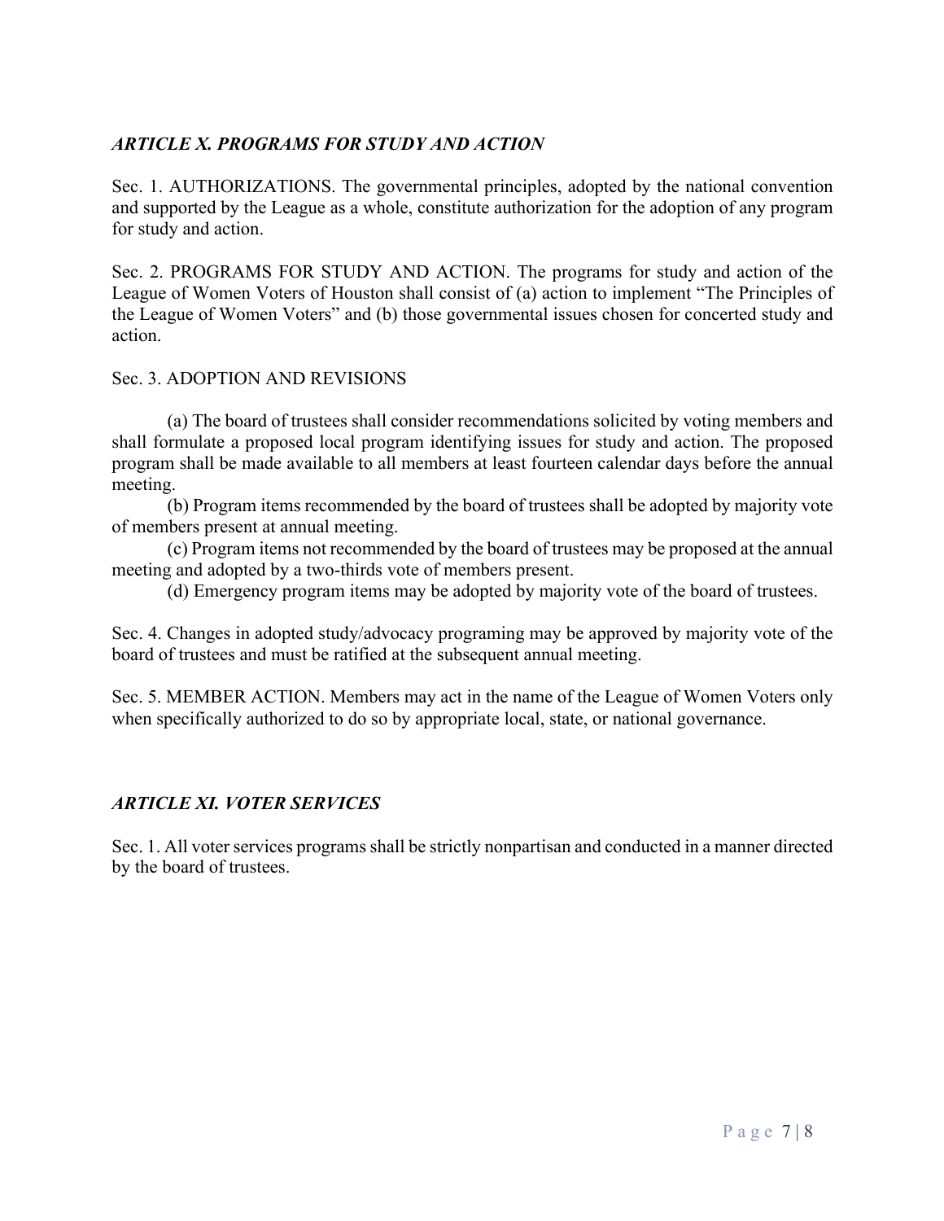### *ARTICLE X. PROGRAMS FOR STUDY AND ACTION*

Sec. 1. AUTHORIZATIONS. The governmental principles, adopted by the national convention and supported by the League as a whole, constitute authorization for the adoption of any program for study and action.

Sec. 2. PROGRAMS FOR STUDY AND ACTION. The programs for study and action of the League of Women Voters of Houston shall consist of (a) action to implement "The Principles of the League of Women Voters" and (b) those governmental issues chosen for concerted study and action.

Sec. 3. ADOPTION AND REVISIONS

(a) The board of trustees shall consider recommendations solicited by voting members and shall formulate a proposed local program identifying issues for study and action. The proposed program shall be made available to all members at least fourteen calendar days before the annual meeting.

(b) Program items recommended by the board of trustees shall be adopted by majority vote of members present at annual meeting.

(c) Program items not recommended by the board of trustees may be proposed at the annual meeting and adopted by a two-thirds vote of members present.

(d) Emergency program items may be adopted by majority vote of the board of trustees.

Sec. 4. Changes in adopted study/advocacy programing may be approved by majority vote of the board of trustees and must be ratified at the subsequent annual meeting.

Sec. 5. MEMBER ACTION. Members may act in the name of the League of Women Voters only when specifically authorized to do so by appropriate local, state, or national governance.

### *ARTICLE XI. VOTER SERVICES*

Sec. 1. All voter services programs shall be strictly nonpartisan and conducted in a manner directed by the board of trustees.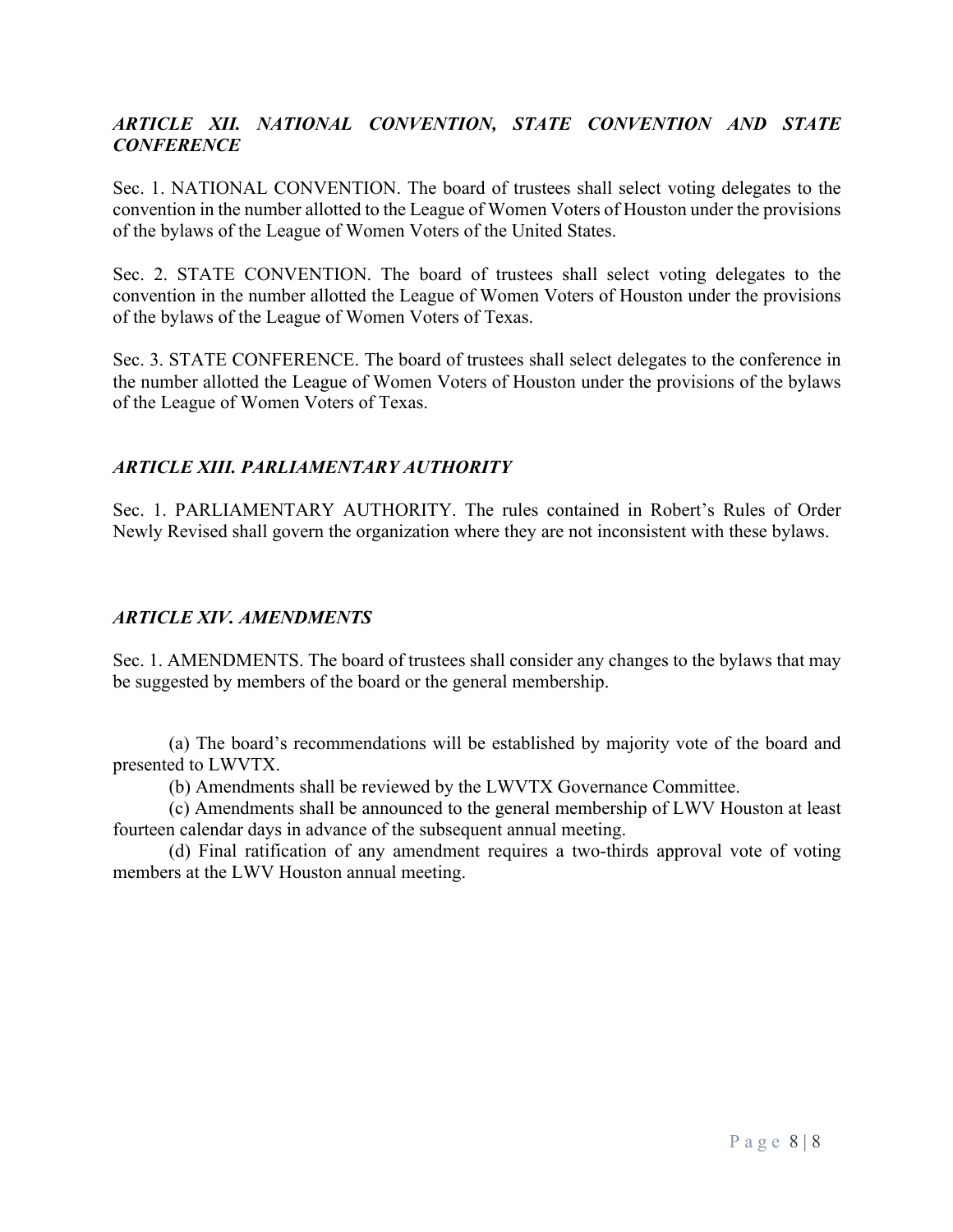### *ARTICLE XII. NATIONAL CONVENTION, STATE CONVENTION AND STATE CONFERENCE*

Sec. 1. NATIONAL CONVENTION. The board of trustees shall select voting delegates to the convention in the number allotted to the League of Women Voters of Houston under the provisions of the bylaws of the League of Women Voters of the United States.

Sec. 2. STATE CONVENTION. The board of trustees shall select voting delegates to the convention in the number allotted the League of Women Voters of Houston under the provisions of the bylaws of the League of Women Voters of Texas.

Sec. 3. STATE CONFERENCE. The board of trustees shall select delegates to the conference in the number allotted the League of Women Voters of Houston under the provisions of the bylaws of the League of Women Voters of Texas.

### *ARTICLE XIII. PARLIAMENTARY AUTHORITY*

Sec. 1. PARLIAMENTARY AUTHORITY. The rules contained in Robert's Rules of Order Newly Revised shall govern the organization where they are not inconsistent with these bylaws.

### *ARTICLE XIV. AMENDMENTS*

Sec. 1. AMENDMENTS. The board of trustees shall consider any changes to the bylaws that may be suggested by members of the board or the general membership.

(a) The board's recommendations will be established by majority vote of the board and presented to LWVTX.

(b) Amendments shall be reviewed by the LWVTX Governance Committee.

(c) Amendments shall be announced to the general membership of LWV Houston at least fourteen calendar days in advance of the subsequent annual meeting.

(d) Final ratification of any amendment requires a two-thirds approval vote of voting members at the LWV Houston annual meeting.